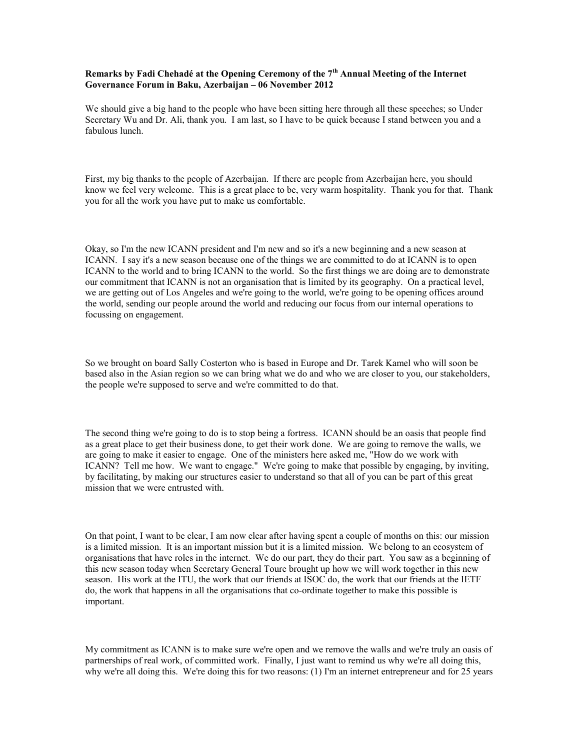**Remarks by Fadi Chehadé at the Opening Ceremony of the 7th Annual Meeting of the Internet Governance Forum in Baku, Azerbaijan – 06 November 2012**

We should give a big hand to the people who have been sitting here through all these speeches; so Under Secretary Wu and Dr. Ali, thank you. I am last, so I have to be quick because I stand between you and a fabulous lunch.

First, my big thanks to the people of Azerbaijan. If there are people from Azerbaijan here, you should know we feel very welcome. This is a great place to be, very warm hospitality. Thank you for that. Thank you for all the work you have put to make us comfortable.

Okay, so I'm the new ICANN president and I'm new and so it's a new beginning and a new season at ICANN. I say it's a new season because one of the things we are committed to do at ICANN is to open ICANN to the world and to bring ICANN to the world. So the first things we are doing are to demonstrate our commitment that ICANN is not an organisation that is limited by its geography. On a practical level, we are getting out of Los Angeles and we're going to the world, we're going to be opening offices around the world, sending our people around the world and reducing our focus from our internal operations to focussing on engagement.

So we brought on board Sally Costerton who is based in Europe and Dr. Tarek Kamel who will soon be based also in the Asian region so we can bring what we do and who we are closer to you, our stakeholders, the people we're supposed to serve and we're committed to do that.

The second thing we're going to do is to stop being a fortress. ICANN should be an oasis that people find as a great place to get their business done, to get their work done. We are going to remove the walls, we are going to make it easier to engage. One of the ministers here asked me, "How do we work with ICANN? Tell me how. We want to engage." We're going to make that possible by engaging, by inviting, by facilitating, by making our structures easier to understand so that all of you can be part of this great mission that we were entrusted with.

On that point, I want to be clear, I am now clear after having spent a couple of months on this: our mission is a limited mission. It is an important mission but it is a limited mission. We belong to an ecosystem of organisations that have roles in the internet. We do our part, they do their part. You saw as a beginning of this new season today when Secretary General Toure brought up how we will work together in this new season. His work at the ITU, the work that our friends at ISOC do, the work that our friends at the IETF do, the work that happens in all the organisations that co-ordinate together to make this possible is important.

My commitment as ICANN is to make sure we're open and we remove the walls and we're truly an oasis of partnerships of real work, of committed work. Finally, I just want to remind us why we're all doing this, why we're all doing this. We're doing this for two reasons: (1) I'm an internet entrepreneur and for 25 years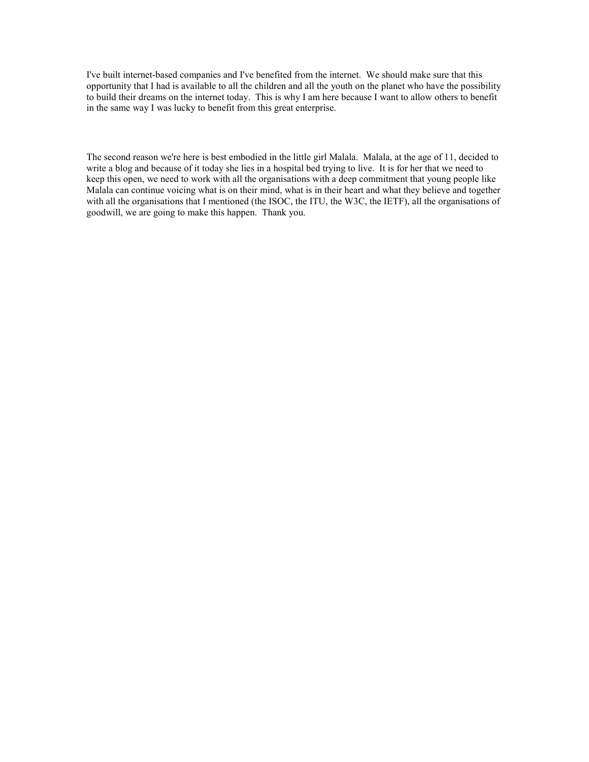I've built internet-based companies and I've benefited from the internet. We should make sure that this opportunity that I had is available to all the children and all the youth on the planet who have the possibility to build their dreams on the internet today. This is why I am here because I want to allow others to benefit in the same way I was lucky to benefit from this great enterprise.

The second reason we're here is best embodied in the little girl Malala. Malala, at the age of 11, decided to write a blog and because of it today she lies in a hospital bed trying to live. It is for her that we need to keep this open, we need to work with all the organisations with a deep commitment that young people like Malala can continue voicing what is on their mind, what is in their heart and what they believe and together with all the organisations that I mentioned (the ISOC, the ITU, the W3C, the IETF), all the organisations of goodwill, we are going to make this happen. Thank you.